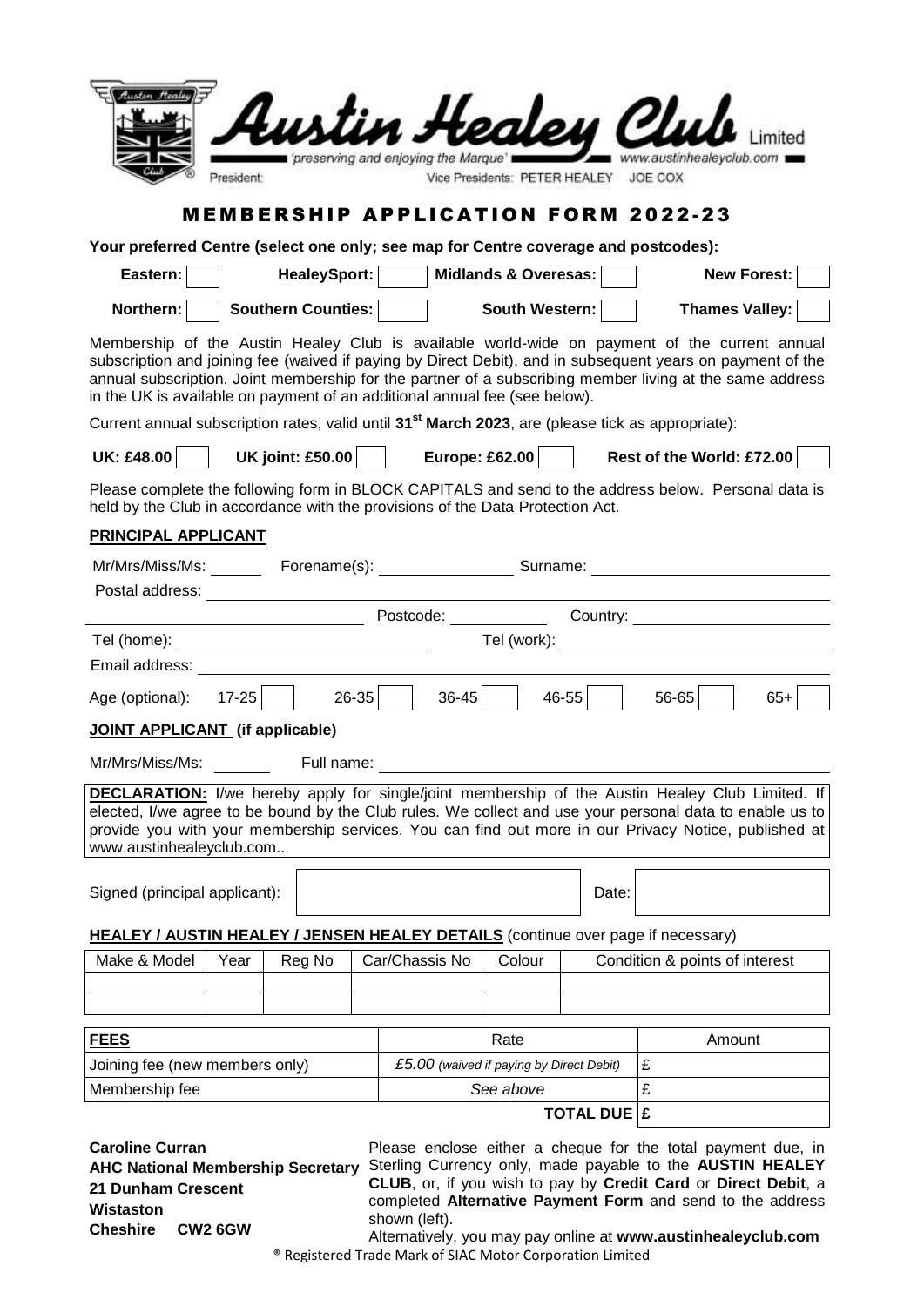# Austin Healey Club Limited

*'preserving and enjoying the Marque'* www.austinhealeyclub.com

President: Vice Presidents: PETER HEALEY JOE COX

## MEMBERSHIP APPLICATION FORM 2022-23

**Your preferred Centre (select one only; see map for Centre coverage and postcodes):**

| | | | |
|---|---|---|---|
| **Eastern:** ☐ | **HealeySport:** ☐ | **Midlands & Overesas:** ☐ | **New Forest:** ☐ |
| **Northern:** ☐ | **Southern Counties:** ☐ | **South Western:** ☐ | **Thames Valley:** ☐ |

Membership of the Austin Healey Club is available world-wide on payment of the current annual subscription and joining fee (waived if paying by Direct Debit), and in subsequent years on payment of the annual subscription. Joint membership for the partner of a subscribing member living at the same address in the UK is available on payment of an additional annual fee (see below).

Current annual subscription rates, valid until **31st March 2023**, are (please tick as appropriate):

**UK: £48.00** ☐ **UK joint: £50.00** ☐ **Europe: £62.00** ☐ **Rest of the World: £72.00** ☐

Please complete the following form in BLOCK CAPITALS and send to the address below. Personal data is held by the Club in accordance with the provisions of the Data Protection Act.

### PRINCIPAL APPLICANT

Mr/Mrs/Miss/Ms: ______ Forename(s): ________________ Surname: ____________________________

Postal address: ______________________________________________________________________

______________________________ Postcode: ___________ Country: ______________________

Tel (home): ____________________________ Tel (work): ______________________________

Email address: _______________________________________________________________________

Age (optional): 17-25 ☐ 26-35 ☐ 36-45 ☐ 46-55 ☐ 56-65 ☐ 65+ ☐

### JOINT APPLICANT (if applicable)

Mr/Mrs/Miss/Ms: _______ Full name: ____________________________________________________

**DECLARATION:** I/we hereby apply for single/joint membership of the Austin Healey Club Limited. If elected, I/we agree to be bound by the Club rules. We collect and use your personal data to enable us to provide you with your membership services. You can find out more in our Privacy Notice, published at www.austinhealeyclub.com..

Signed (principal applicant): ____________________ Date: ____________

### HEALEY / AUSTIN HEALEY / JENSEN HEALEY DETAILS (continue over page if necessary)

| Make & Model | Year | Reg No | Car/Chassis No | Colour | Condition & points of interest |
|---|---|---|---|---|---|
| | | | | | |
| | | | | | |

| FEES | Rate | Amount |
|---|---|---|
| Joining fee (new members only) | *£5.00 (waived if paying by Direct Debit)* | £ |
| Membership fee | *See above* | £ |
| | **TOTAL DUE** | £ |

**Caroline Curran**
**AHC National Membership Secretary**
**21 Dunham Crescent**
**Wistaston**
**Cheshire CW2 6GW**

Please enclose either a cheque for the total payment due, in Sterling Currency only, made payable to the **AUSTIN HEALEY CLUB**, or, if you wish to pay by **Credit Card** or **Direct Debit**, a completed **Alternative Payment Form** and send to the address shown (left).

Alternatively, you may pay online at **www.austinhealeyclub.com**

® Registered Trade Mark of SIAC Motor Corporation Limited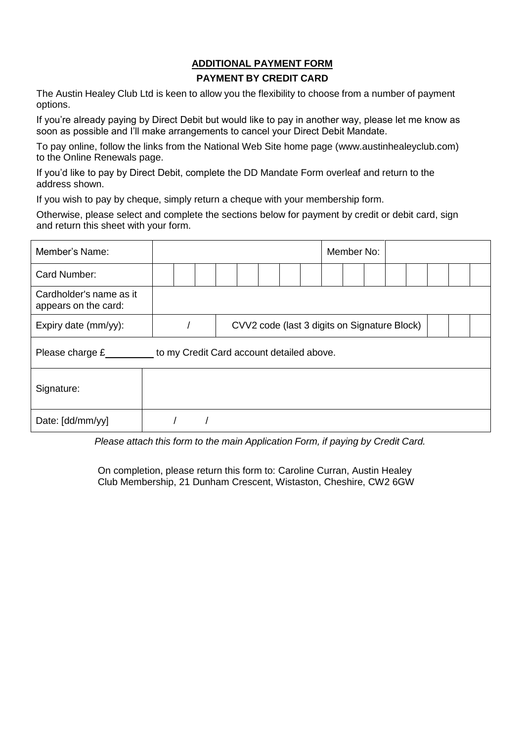## ADDITIONAL PAYMENT FORM

### PAYMENT BY CREDIT CARD

The Austin Healey Club Ltd is keen to allow you the flexibility to choose from a number of payment options.

If you're already paying by Direct Debit but would like to pay in another way, please let me know as soon as possible and I'll make arrangements to cancel your Direct Debit Mandate.

To pay online, follow the links from the National Web Site home page (www.austinhealeyclub.com) to the Online Renewals page.

If you'd like to pay by Direct Debit, complete the DD Mandate Form overleaf and return to the address shown.

If you wish to pay by cheque, simply return a cheque with your membership form.

Otherwise, please select and complete the sections below for payment by credit or debit card, sign and return this sheet with your form.

| Member's Name: | | Member No: | |
|---|---|---|---|
| Card Number: | | | |
| Cardholder's name as it appears on the card: | | | |
| Expiry date (mm/yy): | / | CVV2 code (last 3 digits on Signature Block) | |
| Please charge £\_\_\_\_\_\_\_\_\_ to my Credit Card account detailed above. | | | |
| Signature: | | | |
| Date: [dd/mm/yy] | / / | | |

*Please attach this form to the main Application Form, if paying by Credit Card.*

On completion, please return this form to: Caroline Curran, Austin Healey Club Membership, 21 Dunham Crescent, Wistaston, Cheshire, CW2 6GW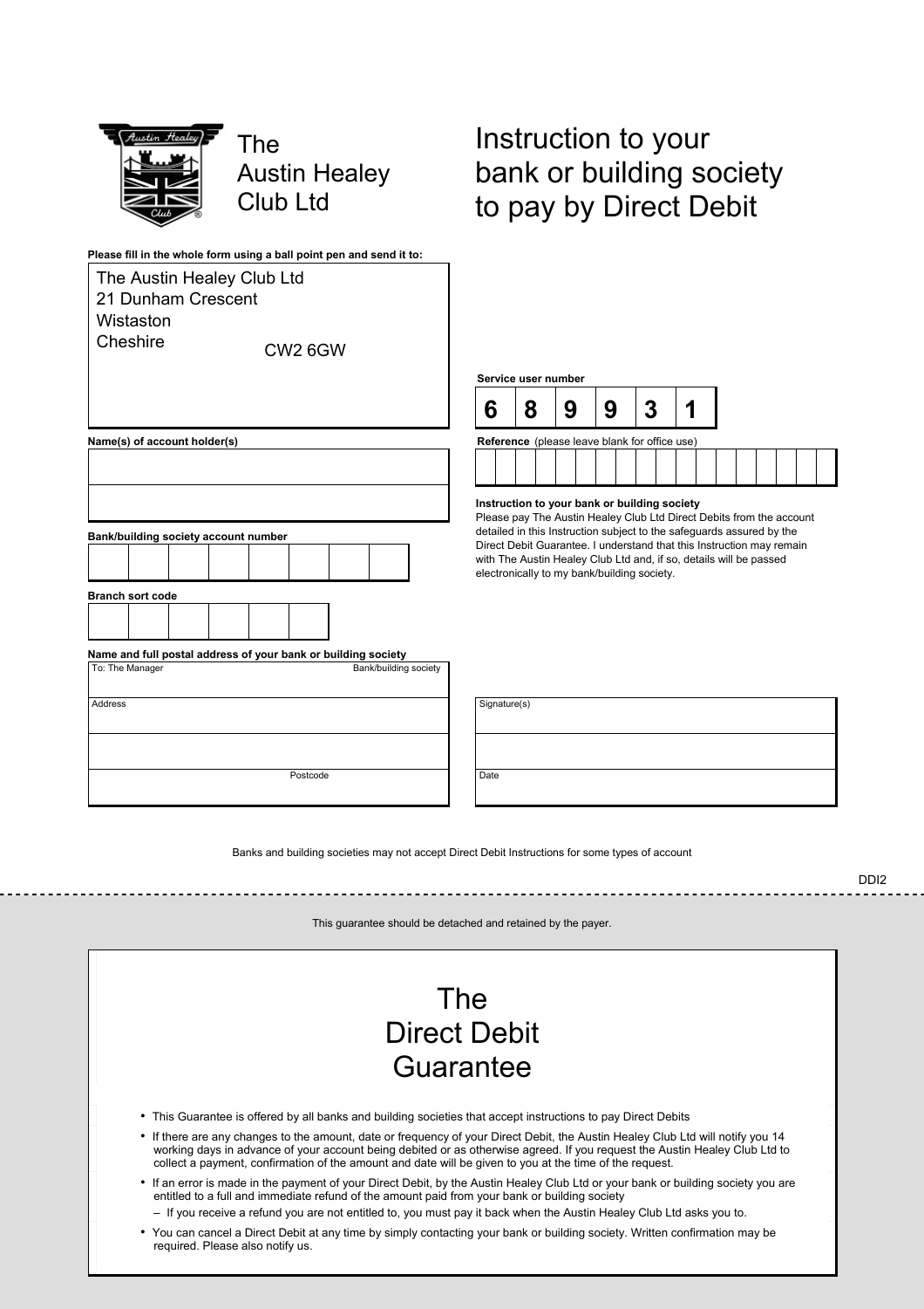# The Austin Healey Club Ltd

# Instruction to your bank or building society to pay by Direct Debit

**Please fill in the whole form using a ball point pen and send it to:**

The Austin Healey Club Ltd
21 Dunham Crescent
Wistaston
Cheshire
CW2 6GW

**Service user number**

| 6 | 8 | 9 | 9 | 3 | 1 |
|---|---|---|---|---|---|

**Reference** (please leave blank for office use)

**Name(s) of account holder(s)**

**Bank/building society account number**

**Branch sort code**

**Instruction to your bank or building society**
Please pay The Austin Healey Club Ltd Direct Debits from the account detailed in this Instruction subject to the safeguards assured by the Direct Debit Guarantee. I understand that this Instruction may remain with The Austin Healey Club Ltd and, if so, details will be passed electronically to my bank/building society.

**Name and full postal address of your bank or building society**

To: The Manager Bank/building society

Address

Postcode

Signature(s)

Date

Banks and building societies may not accept Direct Debit Instructions for some types of account

DDI2

This guarantee should be detached and retained by the payer.

## The Direct Debit Guarantee

- This Guarantee is offered by all banks and building societies that accept instructions to pay Direct Debits
- If there are any changes to the amount, date or frequency of your Direct Debit, the Austin Healey Club Ltd will notify you 14 working days in advance of your account being debited or as otherwise agreed. If you request the Austin Healey Club Ltd to collect a payment, confirmation of the amount and date will be given to you at the time of the request.
- If an error is made in the payment of your Direct Debit, by the Austin Healey Club Ltd or your bank or building society you are entitled to a full and immediate refund of the amount paid from your bank or building society
  - If you receive a refund you are not entitled to, you must pay it back when the Austin Healey Club Ltd asks you to.
- You can cancel a Direct Debit at any time by simply contacting your bank or building society. Written confirmation may be required. Please also notify us.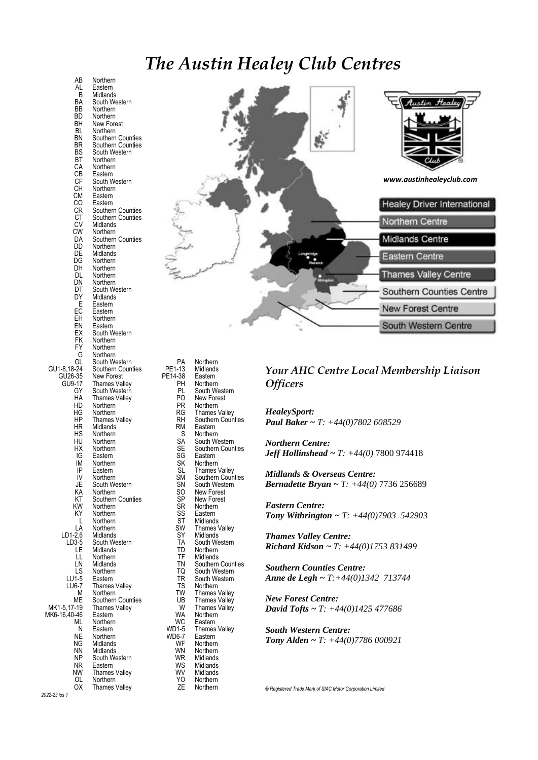# The Austin Healey Club Centres

| | |
|---|---|
| AB | Northern |
| AL | Eastern |
| B | Midlands |
| BA | South Western |
| BB | Northern |
| BD | Northern |
| BH | New Forest |
| BL | Northern |
| BN | Southern Counties |
| BR | Southern Counties |
| BS | South Western |
| BT | Northern |
| CA | Northern |
| CB | Eastern |
| CF | South Western |
| CH | Northern |
| CM | Eastern |
| CO | Eastern |
| CR | Southern Counties |
| CT | Southern Counties |
| CV | Midlands |
| CW | Northern |
| DA | Southern Counties |
| DD | Northern |
| DE | Midlands |
| DG | Northern |
| DH | Northern |
| DL | Northern |
| DN | Northern |
| DT | South Western |
| DY | Midlands |
| E | Eastern |
| EC | Eastern |
| EH | Northern |
| EN | Eastern |
| EX | South Western |
| FK | Northern |
| FY | Northern |
| G | Northern |
| GL | South Western |
| GU1-8,18-24 | Southern Counties |
| GU26-35 | New Forest |
| GU9-17 | Thames Valley |
| GY | South Western |
| HA | Thames Valley |
| HD | Northern |
| HG | Northern |
| HP | Thames Valley |
| HR | Midlands |
| HS | Northern |
| HU | Northern |
| HX | Northern |
| IG | Eastern |
| IM | Northern |
| IP | Eastern |
| IV | Northern |
| JE | South Western |
| KA | Northern |
| KT | Southern Counties |
| KW | Northern |
| KY | Northern |
| L | Northern |
| LA | Northern |
| LD1-2,6 | Midlands |
| LD3-5 | South Western |
| LE | Midlands |
| LL | Northern |
| LN | Midlands |
| LS | Northern |
| LU1-5 | Eastern |
| LU6-7 | Thames Valley |
| M | Northern |
| ME | Southern Counties |
| MK1-5,17-19 | Thames Valley |
| MK6-16,40-46 | Eastern |
| ML | Northern |
| N | Eastern |
| NE | Northern |
| NG | Midlands |
| NN | Midlands |
| NP | South Western |
| NR | Eastern |
| NW | Thames Valley |
| OL | Northern |
| OX | Thames Valley |
| PA | Northern |
| PE1-13 | Midlands |
| PE14-38 | Eastern |
| PH | Northern |
| PL | South Western |
| PO | New Forest |
| PR | Northern |
| RG | Thames Valley |
| RH | Southern Counties |
| RM | Eastern |
| S | Northern |
| SA | South Western |
| SE | Southern Counties |
| SG | Eastern |
| SK | Northern |
| SL | Thames Valley |
| SM | Southern Counties |
| SN | South Western |
| SO | New Forest |
| SP | New Forest |
| SR | Northern |
| SS | Eastern |
| ST | Midlands |
| SW | Thames Valley |
| SY | Midlands |
| TA | South Western |
| TD | Northern |
| TF | Midlands |
| TN | Southern Counties |
| TQ | South Western |
| TR | South Western |
| TS | Northern |
| TW | Thames Valley |
| UB | Thames Valley |
| W | Thames Valley |
| WA | Northern |
| WC | Eastern |
| WD1-5 | Thames Valley |
| WD6-7 | Eastern |
| WF | Northern |
| WN | Northern |
| WR | Midlands |
| WS | Midlands |
| WV | Midlands |
| YO | Northern |
| ZE | Northern |

*www.austinhealeyclub.com*

Healey Driver International
Northern Centre
Midlands Centre
Eastern Centre
Thames Valley Centre
Southern Counties Centre
New Forest Centre
South Western Centre

Longbridge
Warwick
Abingdon

## *Your AHC Centre Local Membership Liaison Officers*

***HealeySport:***
***Paul Baker*** *~ T: +44(0)7802 608529*

***Northern Centre:***
***Jeff Hollinshead*** *~ T: +44(0)* 7800 974418

***Midlands & Overseas Centre:***
***Bernadette Bryan*** *~ T: +44(0)* 7736 256689

***Eastern Centre:***
***Tony Withrington*** *~ T: +44(0)7903 542903*

***Thames Valley Centre:***
***Richard Kidson*** *~ T: +44(0)1753 831499*

***Southern Counties Centre:***
***Anne de Legh*** *~ T:+44(0)1342 713744*

***New Forest Centre:***
***David Tofts*** *~ T: +44(0)1425 477686*

***South Western Centre:***
***Tony Alden*** *~ T: +44(0)7786 000921*

*® Registered Trade Mark of SIAC Motor Corporation Limited*

*2022-23 iss 1*